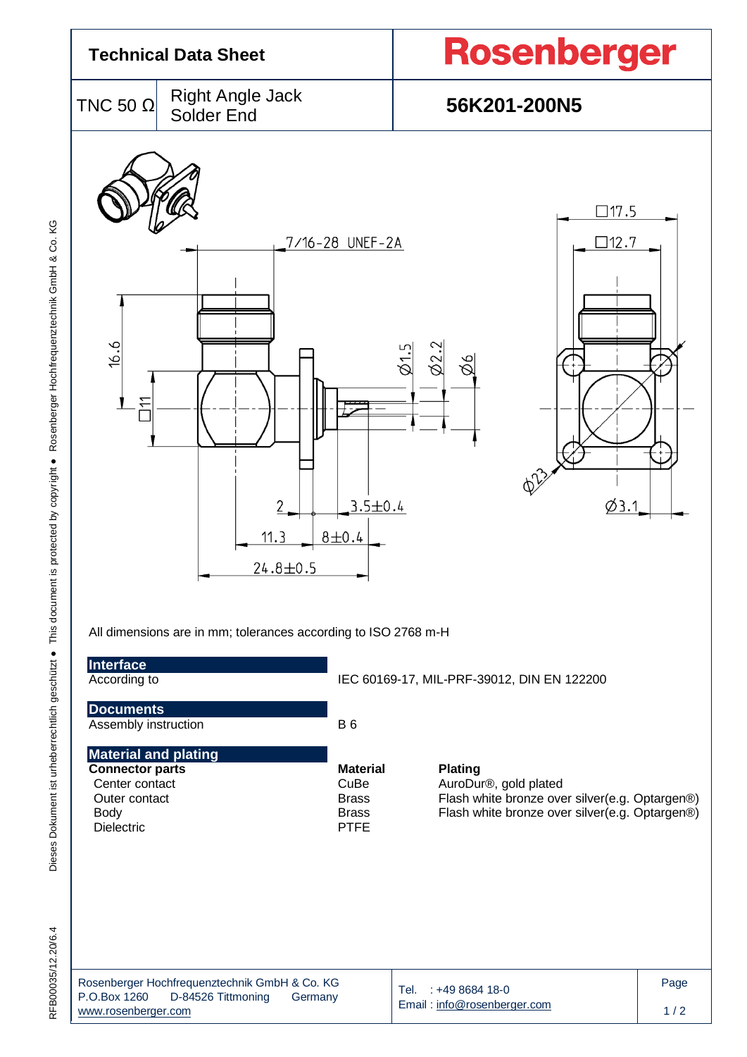# Technical Data Sheet

**Rosenberger**

| TNC 50 Ω | Right Angle Jack Solder End | **56K201-200N5** |
|---|---|---|

All dimensions are in mm; tolerances according to ISO 2768 m-H

## Interface

| | |
|---|---|
| According to | IEC 60169-17, MIL-PRF-39012, DIN EN 122200 |

## Documents

| | |
|---|---|
| Assembly instruction | B 6 |

## Material and plating

| **Connector parts** | **Material** | **Plating** |
|---|---|---|
| Center contact | CuBe | AuroDur®, gold plated |
| Outer contact | Brass | Flash white bronze over silver(e.g. Optargen®) |
| Body | Brass | Flash white bronze over silver(e.g. Optargen®) |
| Dielectric | PTFE | |

Rosenberger Hochfrequenztechnik GmbH & Co. KG
P.O.Box 1260 D-84526 Tittmoning Germany
www.rosenberger.com

Tel. : +49 8684 18-0
Email : info@rosenberger.com

RFB00035/12.20/6.4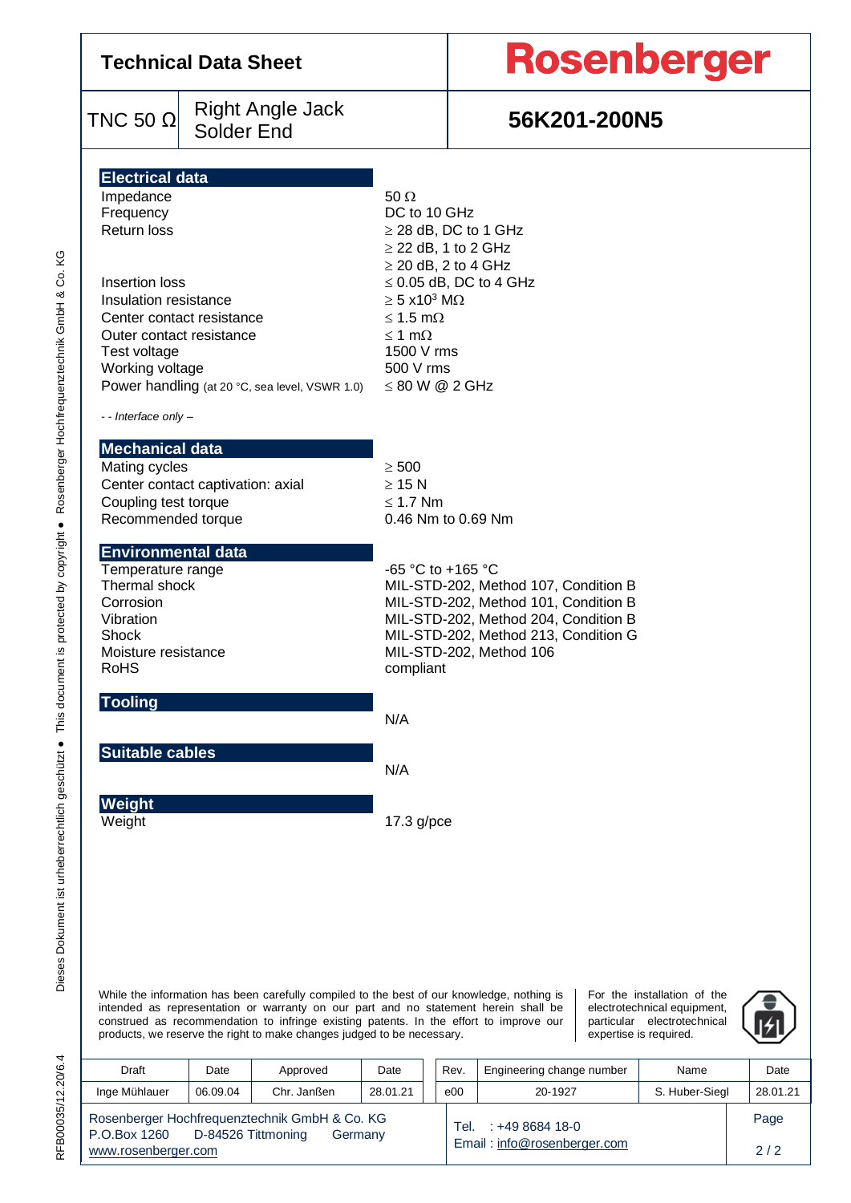# Technical Data Sheet

**Rosenberger**

| | | |
|---|---|---|
| TNC 50 Ω | Right Angle Jack Solder End | **56K201-200N5** |

## Electrical data

| | |
|---|---|
| Impedance | 50 Ω |
| Frequency | DC to 10 GHz |
| Return loss | ≥ 28 dB, DC to 1 GHz<br>≥ 22 dB, 1 to 2 GHz<br>≥ 20 dB, 2 to 4 GHz |
| Insertion loss | ≤ 0.05 dB, DC to 4 GHz |
| Insulation resistance | ≥ 5 x$10^3$ MΩ |
| Center contact resistance | ≤ 1.5 mΩ |
| Outer contact resistance | ≤ 1 mΩ |
| Test voltage | 1500 V rms |
| Working voltage | 500 V rms |
| Power handling (at 20 °C, sea level, VSWR 1.0) | ≤ 80 W @ 2 GHz |

*- - Interface only –*

## Mechanical data

| | |
|---|---|
| Mating cycles | ≥ 500 |
| Center contact captivation: axial | ≥ 15 N |
| Coupling test torque | ≤ 1.7 Nm |
| Recommended torque | 0.46 Nm to 0.69 Nm |

## Environmental data

| | |
|---|---|
| Temperature range | -65 °C to +165 °C |
| Thermal shock | MIL-STD-202, Method 107, Condition B |
| Corrosion | MIL-STD-202, Method 101, Condition B |
| Vibration | MIL-STD-202, Method 204, Condition B |
| Shock | MIL-STD-202, Method 213, Condition G |
| Moisture resistance | MIL-STD-202, Method 106 |
| RoHS | compliant |

## Tooling

N/A

## Suitable cables

N/A

## Weight

| | |
|---|---|
| Weight | 17.3 g/pce |

While the information has been carefully compiled to the best of our knowledge, nothing is intended as representation or warranty on our part and no statement herein shall be construed as recommendation to infringe existing patents. In the effort to improve our products, we reserve the right to make changes judged to be necessary.

For the installation of the electrotechnical equipment, particular electrotechnical expertise is required.

| Draft | Date | Approved | Date | Rev. | Engineering change number | Name | Date |
|---|---|---|---|---|---|---|---|
| Inge Mühlauer | 06.09.04 | Chr. Janßen | 28.01.21 | e00 | 20-1927 | S. Huber-Siegl | 28.01.21 |

Rosenberger Hochfrequenztechnik GmbH & Co. KG
P.O.Box 1260 D-84526 Tittmoning Germany
www.rosenberger.com

Tel. : +49 8684 18-0
Email : info@rosenberger.com

RFB00035/12.20/6.4

Dieses Dokument ist urheberrechtlich geschützt ● This document is protected by copyright ● Rosenberger Hochfrequenztechnik GmbH & Co. KG